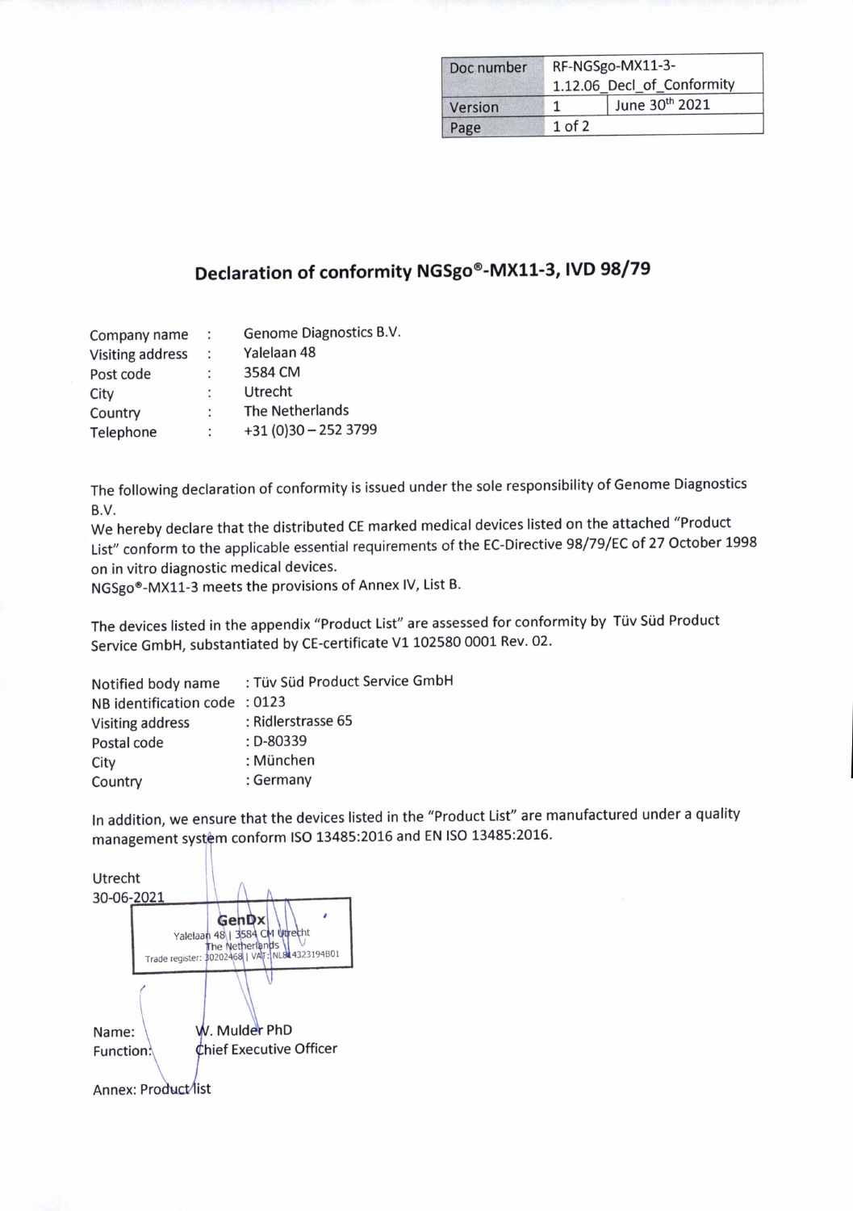| Doc number | RF-NGSgo-MX11-3-1.12.06_Decl_of_Conformity | |
|---|---|---|
| Version | 1 | June 30th 2021 |

# Declaration of conformity NGSgo®-MX11-3, IVD 98/79

Company name : Genome Diagnostics B.V.
Visiting address : Yalelaan 48
Post code : 3584 CM
City : Utrecht
Country : The Netherlands
Telephone : +31 (0)30 – 252 3799

The following declaration of conformity is issued under the sole responsibility of Genome Diagnostics B.V.
We hereby declare that the distributed CE marked medical devices listed on the attached "Product List" conform to the applicable essential requirements of the EC-Directive 98/79/EC of 27 October 1998 on in vitro diagnostic medical devices.
NGSgo®-MX11-3 meets the provisions of Annex IV, List B.

The devices listed in the appendix "Product List" are assessed for conformity by Tüv Süd Product Service GmbH, substantiated by CE-certificate V1 102580 0001 Rev. 02.

Notified body name : Tüv Süd Product Service GmbH
NB identification code : 0123
Visiting address : Ridlerstrasse 65
Postal code : D-80339
City : München
Country : Germany

In addition, we ensure that the devices listed in the "Product List" are manufactured under a quality management system conform ISO 13485:2016 and EN ISO 13485:2016.

Utrecht
30-06-2021

GenDx
Yalelaan 48 | 3584 CM Utrecht
The Netherlands
Trade register: 30202468 | VAT: NL814323194B01

Name: W. Mulder PhD
Function: Chief Executive Officer

Annex: Product list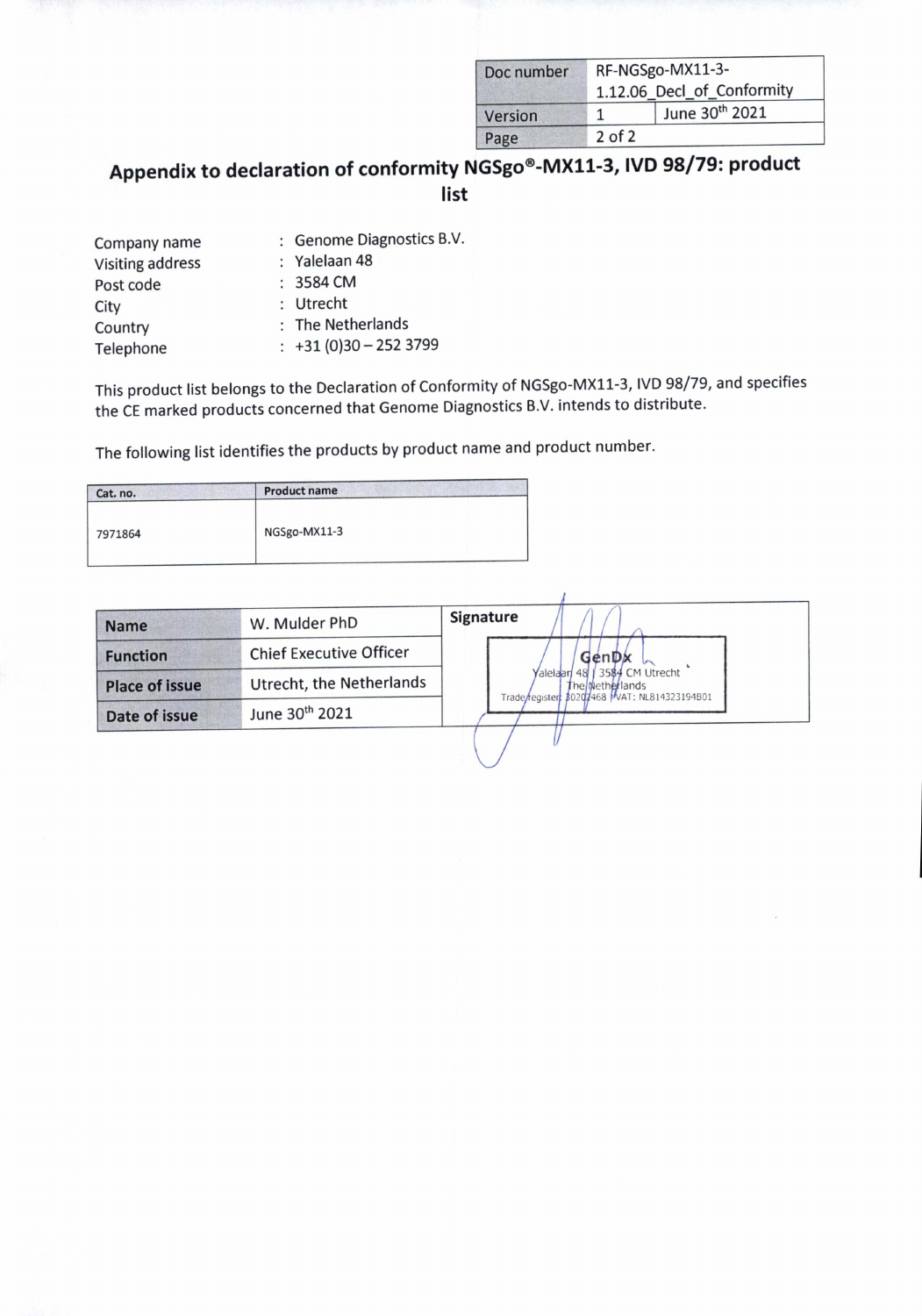| Doc number | RF-NGSgo-MX11-3-1.12.06_Decl_of_Conformity | |
| --- | --- | --- |
| Version | 1 | June 30th 2021 |

## Appendix to declaration of conformity NGSgo®-MX11-3, IVD 98/79: product list

Company name : Genome Diagnostics B.V.
Visiting address : Yalelaan 48
Post code : 3584 CM
City : Utrecht
Country : The Netherlands
Telephone : +31 (0)30 – 252 3799

This product list belongs to the Declaration of Conformity of NGSgo-MX11-3, IVD 98/79, and specifies the CE marked products concerned that Genome Diagnostics B.V. intends to distribute.

The following list identifies the products by product name and product number.

| Cat. no. | Product name |
| --- | --- |
| 7971864 | NGSgo-MX11-3 |

| Name | W. Mulder PhD | Signature |
| --- | --- | --- |
| Function | Chief Executive Officer | GenDx Yalelaan 48 \| 3584 CM Utrecht The Netherlands Trade register 30202468 \| VAT: NL814323194B01 |
| Place of issue | Utrecht, the Netherlands | |
| Date of issue | June 30th 2021 | |